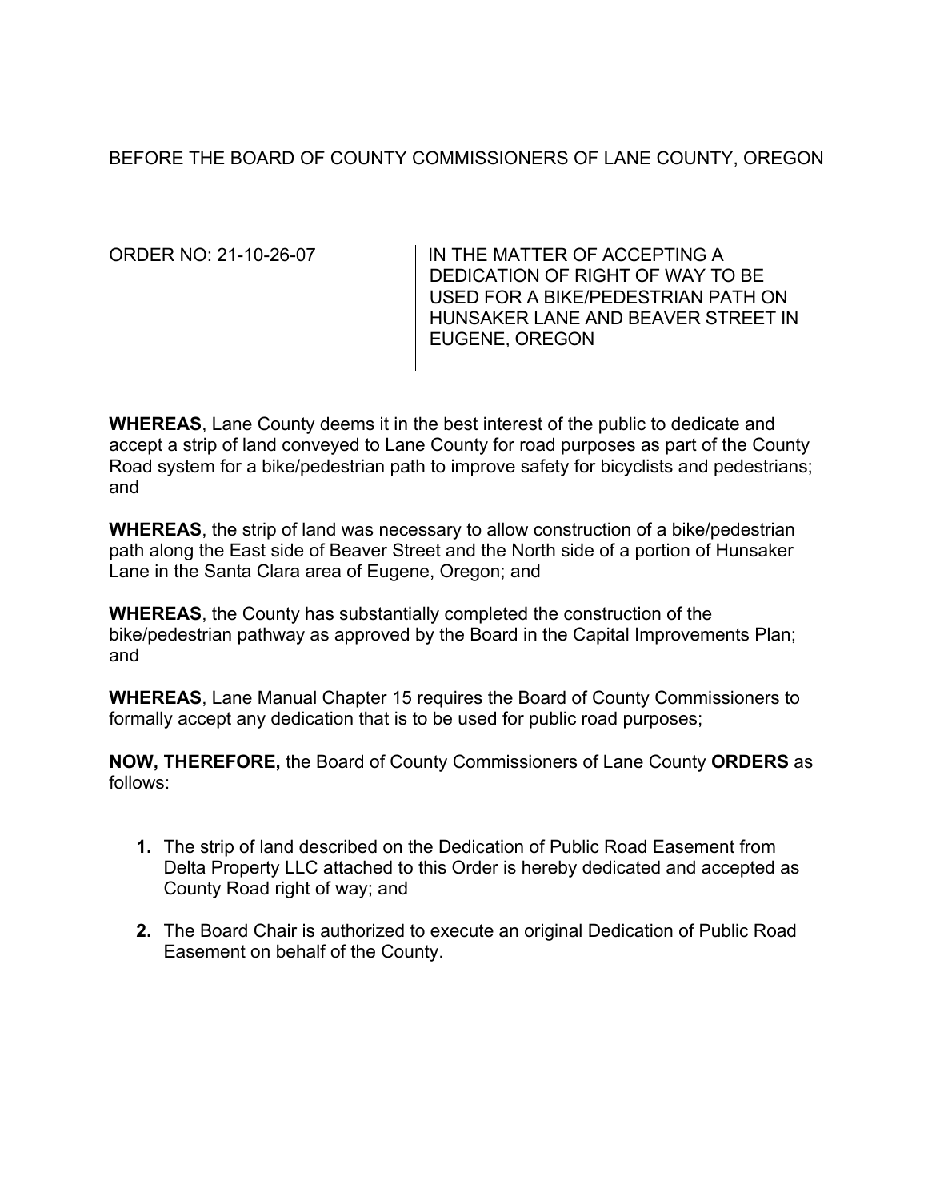BEFORE THE BOARD OF COUNTY COMMISSIONERS OF LANE COUNTY, OREGON

| ORDER NO: 21-10-26-07 | IN THE MATTER OF ACCEPTING A DEDICATION OF RIGHT OF WAY TO BE USED FOR A BIKE/PEDESTRIAN PATH ON HUNSAKER LANE AND BEAVER STREET IN EUGENE, OREGON |
|---|---|

**WHEREAS**, Lane County deems it in the best interest of the public to dedicate and accept a strip of land conveyed to Lane County for road purposes as part of the County Road system for a bike/pedestrian path to improve safety for bicyclists and pedestrians; and

**WHEREAS**, the strip of land was necessary to allow construction of a bike/pedestrian path along the East side of Beaver Street and the North side of a portion of Hunsaker Lane in the Santa Clara area of Eugene, Oregon; and

**WHEREAS**, the County has substantially completed the construction of the bike/pedestrian pathway as approved by the Board in the Capital Improvements Plan; and

**WHEREAS**, Lane Manual Chapter 15 requires the Board of County Commissioners to formally accept any dedication that is to be used for public road purposes;

**NOW, THEREFORE,** the Board of County Commissioners of Lane County **ORDERS** as follows:

1. The strip of land described on the Dedication of Public Road Easement from Delta Property LLC attached to this Order is hereby dedicated and accepted as County Road right of way; and
2. The Board Chair is authorized to execute an original Dedication of Public Road Easement on behalf of the County.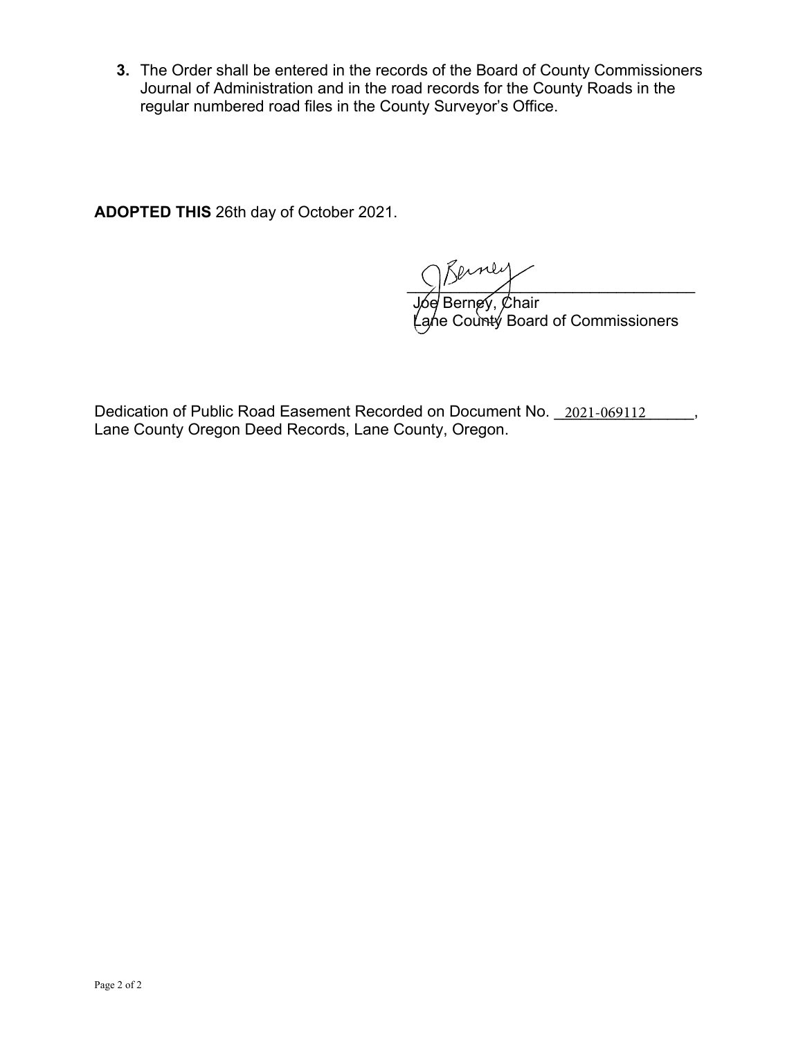**3.** The Order shall be entered in the records of the Board of County Commissioners Journal of Administration and in the road records for the County Roads in the regular numbered road files in the County Surveyor's Office.

**ADOPTED THIS** 26th day of October 2021.

\_\_\_\_\_\_\_\_\_\_\_\_\_\_\_\_\_\_\_\_\_\_\_\_\_\_\_\_\_\_\_\_\_\_
Joe Berney, Chair
Lane County Board of Commissioners

Dedication of Public Road Easement Recorded on Document No. 2021-069112, Lane County Oregon Deed Records, Lane County, Oregon.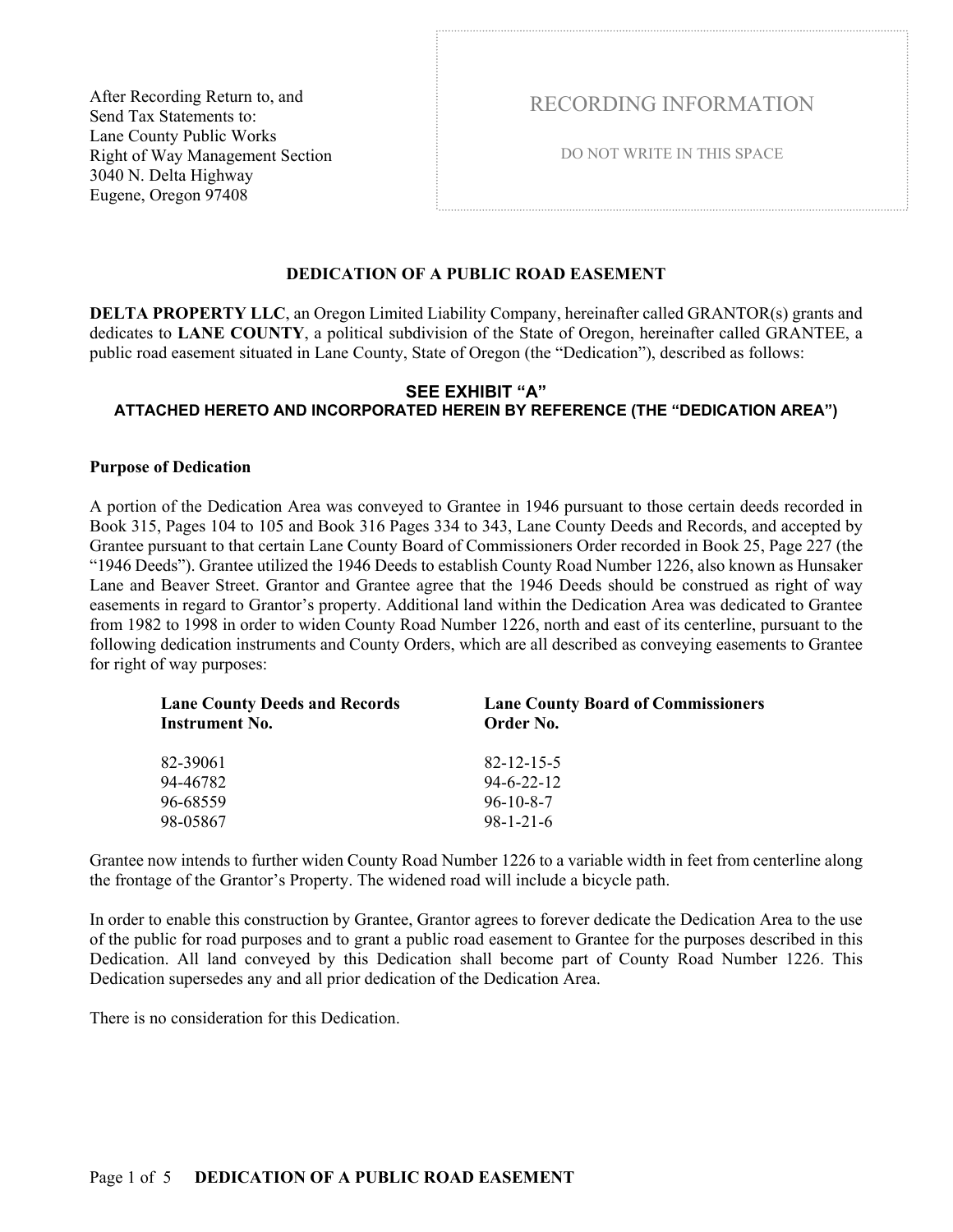After Recording Return to, and
Send Tax Statements to:
Lane County Public Works
Right of Way Management Section
3040 N. Delta Highway
Eugene, Oregon 97408

RECORDING INFORMATION

DO NOT WRITE IN THIS SPACE

## DEDICATION OF A PUBLIC ROAD EASEMENT

**DELTA PROPERTY LLC**, an Oregon Limited Liability Company, hereinafter called GRANTOR(s) grants and dedicates to **LANE COUNTY**, a political subdivision of the State of Oregon, hereinafter called GRANTEE, a public road easement situated in Lane County, State of Oregon (the "Dedication"), described as follows:

**SEE EXHIBIT "A"**
**ATTACHED HERETO AND INCORPORATED HEREIN BY REFERENCE (THE "DEDICATION AREA")**

**Purpose of Dedication**

A portion of the Dedication Area was conveyed to Grantee in 1946 pursuant to those certain deeds recorded in Book 315, Pages 104 to 105 and Book 316 Pages 334 to 343, Lane County Deeds and Records, and accepted by Grantee pursuant to that certain Lane County Board of Commissioners Order recorded in Book 25, Page 227 (the "1946 Deeds"). Grantee utilized the 1946 Deeds to establish County Road Number 1226, also known as Hunsaker Lane and Beaver Street. Grantor and Grantee agree that the 1946 Deeds should be construed as right of way easements in regard to Grantor's property. Additional land within the Dedication Area was dedicated to Grantee from 1982 to 1998 in order to widen County Road Number 1226, north and east of its centerline, pursuant to the following dedication instruments and County Orders, which are all described as conveying easements to Grantee for right of way purposes:

| Lane County Deeds and Records Instrument No. | Lane County Board of Commissioners Order No. |
|---|---|
| 82-39061 | 82-12-15-5 |
| 94-46782 | 94-6-22-12 |
| 96-68559 | 96-10-8-7 |
| 98-05867 | 98-1-21-6 |

Grantee now intends to further widen County Road Number 1226 to a variable width in feet from centerline along the frontage of the Grantor's Property. The widened road will include a bicycle path.

In order to enable this construction by Grantee, Grantor agrees to forever dedicate the Dedication Area to the use of the public for road purposes and to grant a public road easement to Grantee for the purposes described in this Dedication. All land conveyed by this Dedication shall become part of County Road Number 1226. This Dedication supersedes any and all prior dedication of the Dedication Area.

There is no consideration for this Dedication.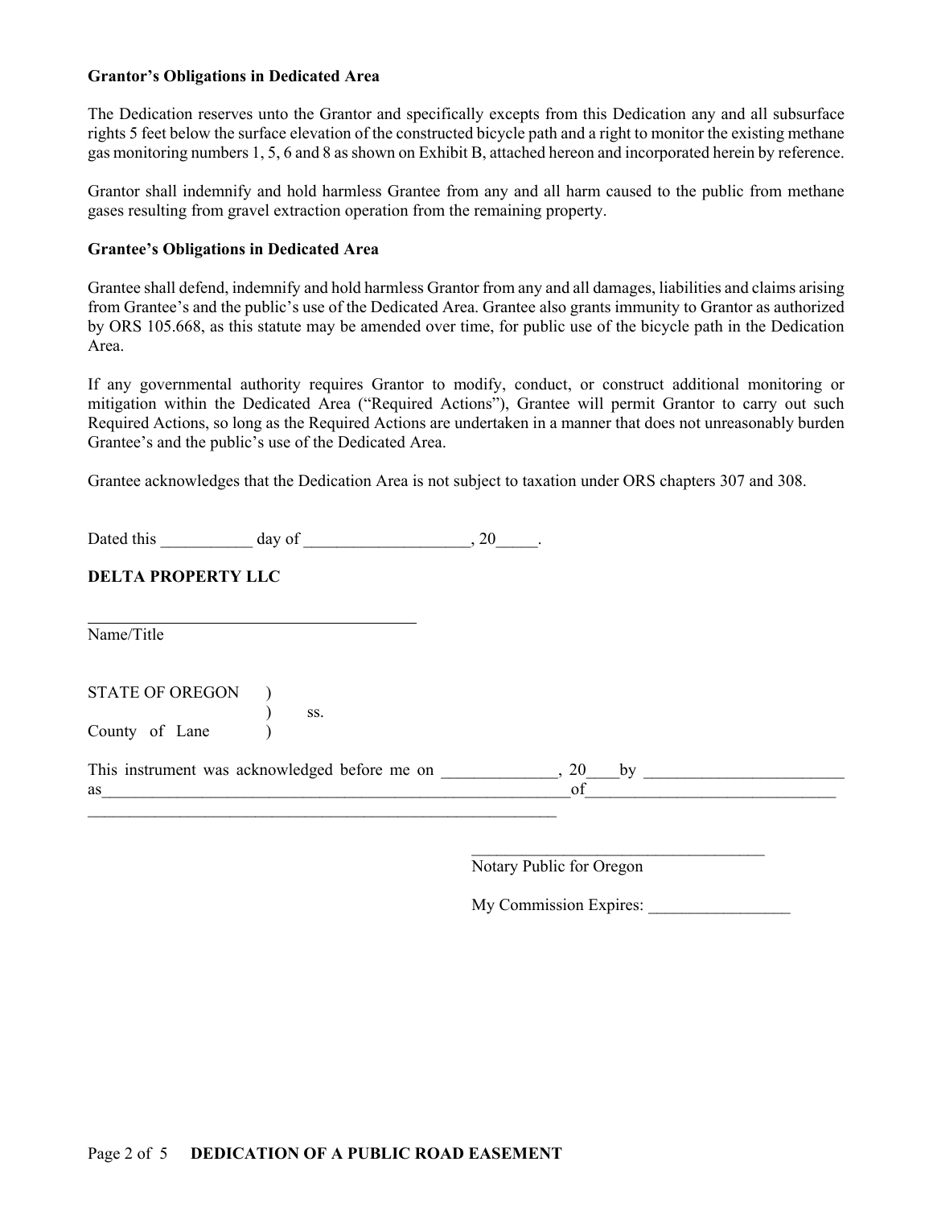**Grantor's Obligations in Dedicated Area**

The Dedication reserves unto the Grantor and specifically excepts from this Dedication any and all subsurface rights 5 feet below the surface elevation of the constructed bicycle path and a right to monitor the existing methane gas monitoring numbers 1, 5, 6 and 8 as shown on Exhibit B, attached hereon and incorporated herein by reference.

Grantor shall indemnify and hold harmless Grantee from any and all harm caused to the public from methane gases resulting from gravel extraction operation from the remaining property.

**Grantee's Obligations in Dedicated Area**

Grantee shall defend, indemnify and hold harmless Grantor from any and all damages, liabilities and claims arising from Grantee's and the public's use of the Dedicated Area. Grantee also grants immunity to Grantor as authorized by ORS 105.668, as this statute may be amended over time, for public use of the bicycle path in the Dedication Area.

If any governmental authority requires Grantor to modify, conduct, or construct additional monitoring or mitigation within the Dedicated Area ("Required Actions"), Grantee will permit Grantor to carry out such Required Actions, so long as the Required Actions are undertaken in a manner that does not unreasonably burden Grantee's and the public's use of the Dedicated Area.

Grantee acknowledges that the Dedication Area is not subject to taxation under ORS chapters 307 and 308.

Dated this ___________ day of ____________________, 20_____.

**DELTA PROPERTY LLC**

________________________________________
Name/Title

STATE OF OREGON )
) ss.
County of Lane )

This instrument was acknowledged before me on ______________, 20____by ________________________ as__________________________________________________________of______________________________ __________________________________________________________

____________________________________
Notary Public for Oregon

My Commission Expires: _________________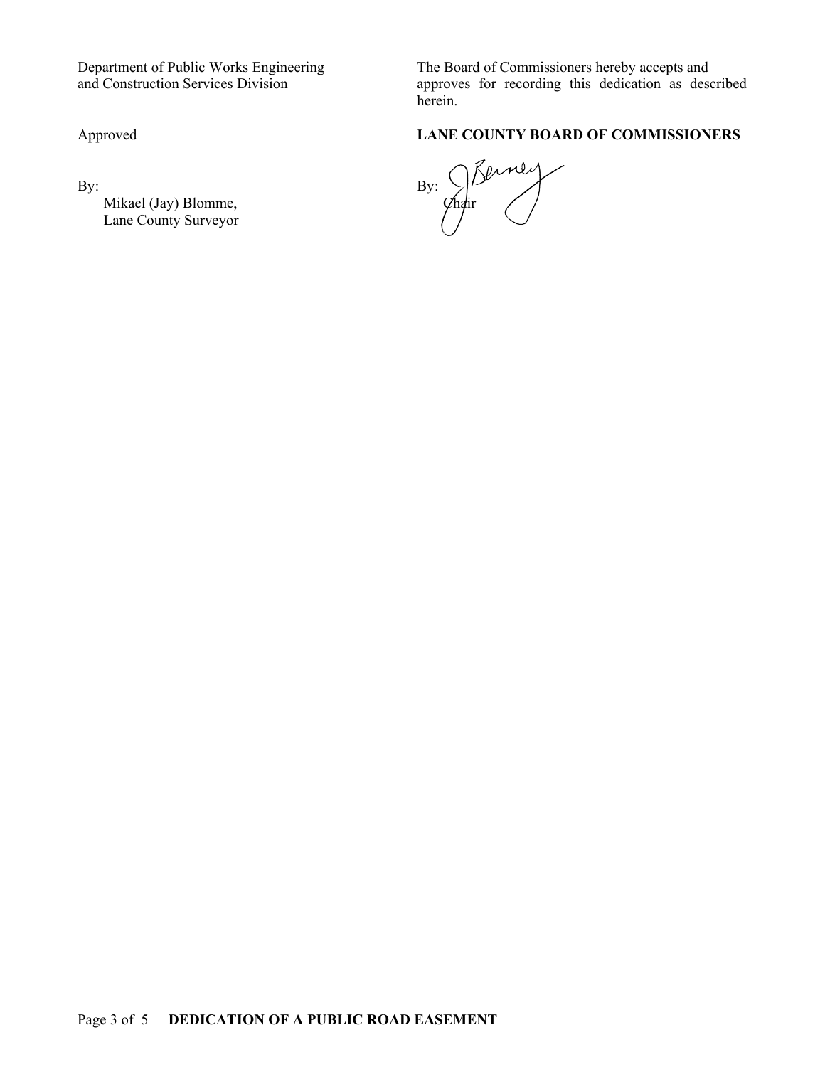Department of Public Works Engineering
and Construction Services Division

Approved ______________________________

By: ___________________________________
Mikael (Jay) Blomme,
Lane County Surveyor

The Board of Commissioners hereby accepts and approves for recording this dedication as described herein.

**LANE COUNTY BOARD OF COMMISSIONERS**

By: ___________________________________
Chair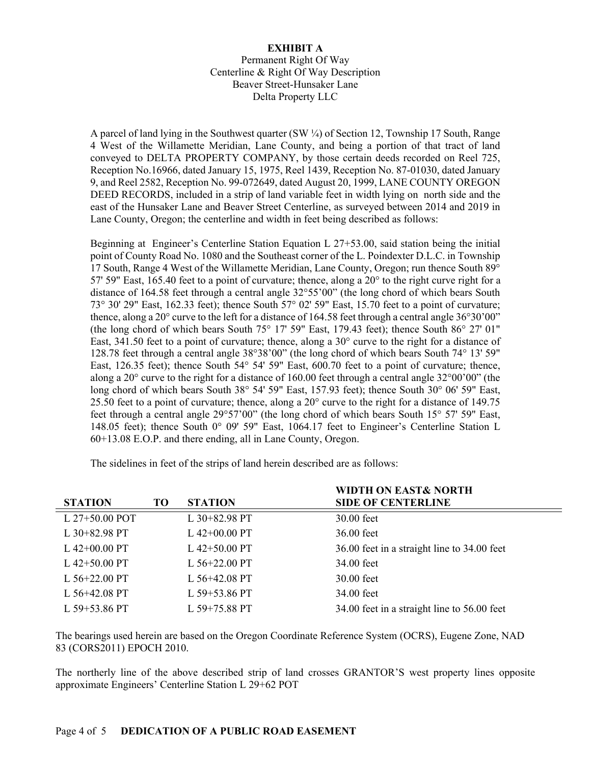**EXHIBIT A**

Permanent Right Of Way
Centerline & Right Of Way Description
Beaver Street-Hunsaker Lane
Delta Property LLC

A parcel of land lying in the Southwest quarter (SW ¼) of Section 12, Township 17 South, Range 4 West of the Willamette Meridian, Lane County, and being a portion of that tract of land conveyed to DELTA PROPERTY COMPANY, by those certain deeds recorded on Reel 725, Reception No.16966, dated January 15, 1975, Reel 1439, Reception No. 87-01030, dated January 9, and Reel 2582, Reception No. 99-072649, dated August 20, 1999, LANE COUNTY OREGON DEED RECORDS, included in a strip of land variable feet in width lying on north side and the east of the Hunsaker Lane and Beaver Street Centerline, as surveyed between 2014 and 2019 in Lane County, Oregon; the centerline and width in feet being described as follows:

Beginning at Engineer's Centerline Station Equation L 27+53.00, said station being the initial point of County Road No. 1080 and the Southeast corner of the L. Poindexter D.L.C. in Township 17 South, Range 4 West of the Willamette Meridian, Lane County, Oregon; run thence South 89° 57' 59" East, 165.40 feet to a point of curvature; thence, along a 20° to the right curve right for a distance of 164.58 feet through a central angle 32°55'00" (the long chord of which bears South 73° 30' 29" East, 162.33 feet); thence South 57° 02' 59" East, 15.70 feet to a point of curvature; thence, along a 20° curve to the left for a distance of 164.58 feet through a central angle 36°30'00" (the long chord of which bears South 75° 17' 59" East, 179.43 feet); thence South 86° 27' 01" East, 341.50 feet to a point of curvature; thence, along a 30° curve to the right for a distance of 128.78 feet through a central angle 38°38'00" (the long chord of which bears South 74° 13' 59" East, 126.35 feet); thence South 54° 54' 59" East, 600.70 feet to a point of curvature; thence, along a 20° curve to the right for a distance of 160.00 feet through a central angle 32°00'00" (the long chord of which bears South 38° 54' 59" East, 157.93 feet); thence South 30° 06' 59" East, 25.50 feet to a point of curvature; thence, along a 20° curve to the right for a distance of 149.75 feet through a central angle 29°57'00" (the long chord of which bears South 15° 57' 59" East, 148.05 feet); thence South 0° 09' 59" East, 1064.17 feet to Engineer's Centerline Station L 60+13.08 E.O.P. and there ending, all in Lane County, Oregon.

The sidelines in feet of the strips of land herein described are as follows:

| STATION | TO | STATION | WIDTH ON EAST& NORTH SIDE OF CENTERLINE |
|---|---|---|---|
| L 27+50.00 POT | | L 30+82.98 PT | 30.00 feet |
| L 30+82.98 PT | | L 42+00.00 PT | 36.00 feet |
| L 42+00.00 PT | | L 42+50.00 PT | 36.00 feet in a straight line to 34.00 feet |
| L 42+50.00 PT | | L 56+22.00 PT | 34.00 feet |
| L 56+22.00 PT | | L 56+42.08 PT | 30.00 feet |
| L 56+42.08 PT | | L 59+53.86 PT | 34.00 feet |
| L 59+53.86 PT | | L 59+75.88 PT | 34.00 feet in a straight line to 56.00 feet |

The bearings used herein are based on the Oregon Coordinate Reference System (OCRS), Eugene Zone, NAD 83 (CORS2011) EPOCH 2010.

The northerly line of the above described strip of land crosses GRANTOR'S west property lines opposite approximate Engineers' Centerline Station L 29+62 POT

**DEDICATION OF A PUBLIC ROAD EASEMENT**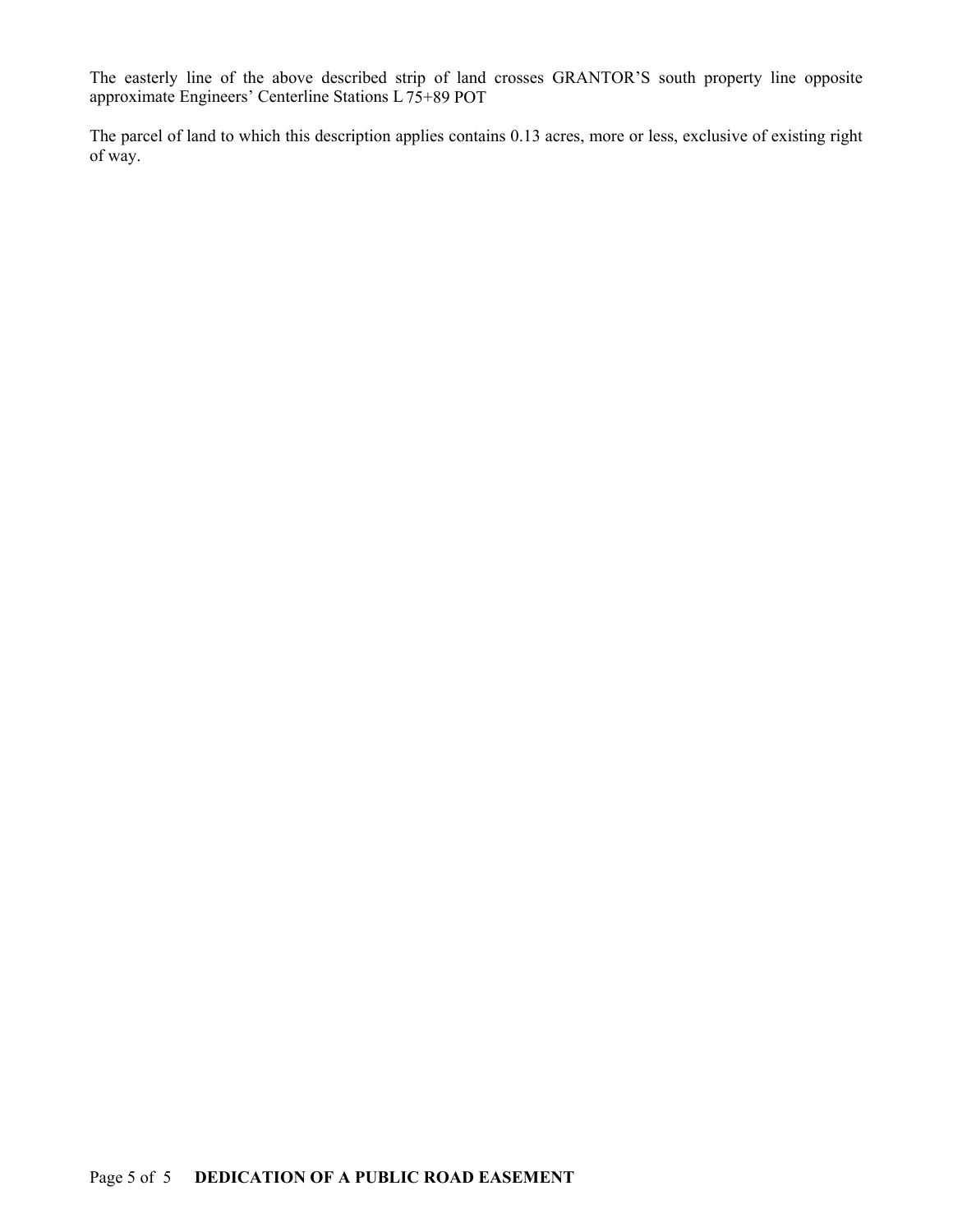The easterly line of the above described strip of land crosses GRANTOR’S south property line opposite approximate Engineers’ Centerline Stations L 75+89 POT

The parcel of land to which this description applies contains 0.13 acres, more or less, exclusive of existing right of way.